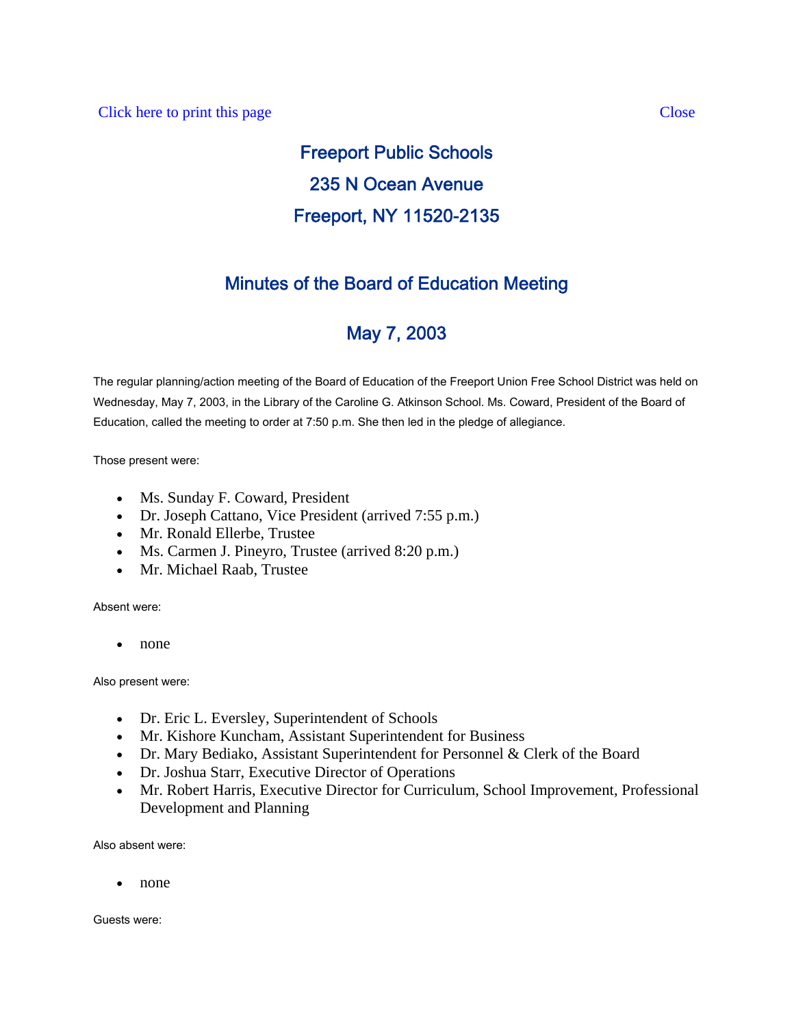Click here to print this page Close

# Freeport Public Schools

## 235 N Ocean Avenue

## Freeport, NY 11520-2135

## Minutes of the Board of Education Meeting

## May 7, 2003

The regular planning/action meeting of the Board of Education of the Freeport Union Free School District was held on Wednesday, May 7, 2003, in the Library of the Caroline G. Atkinson School. Ms. Coward, President of the Board of Education, called the meeting to order at 7:50 p.m. She then led in the pledge of allegiance.

Those present were:

- Ms. Sunday F. Coward, President
- Dr. Joseph Cattano, Vice President (arrived 7:55 p.m.)
- Mr. Ronald Ellerbe, Trustee
- Ms. Carmen J. Pineyro, Trustee (arrived 8:20 p.m.)
- Mr. Michael Raab, Trustee

Absent were:

- none

Also present were:

- Dr. Eric L. Eversley, Superintendent of Schools
- Mr. Kishore Kuncham, Assistant Superintendent for Business
- Dr. Mary Bediako, Assistant Superintendent for Personnel & Clerk of the Board
- Dr. Joshua Starr, Executive Director of Operations
- Mr. Robert Harris, Executive Director for Curriculum, School Improvement, Professional Development and Planning

Also absent were:

- none

Guests were: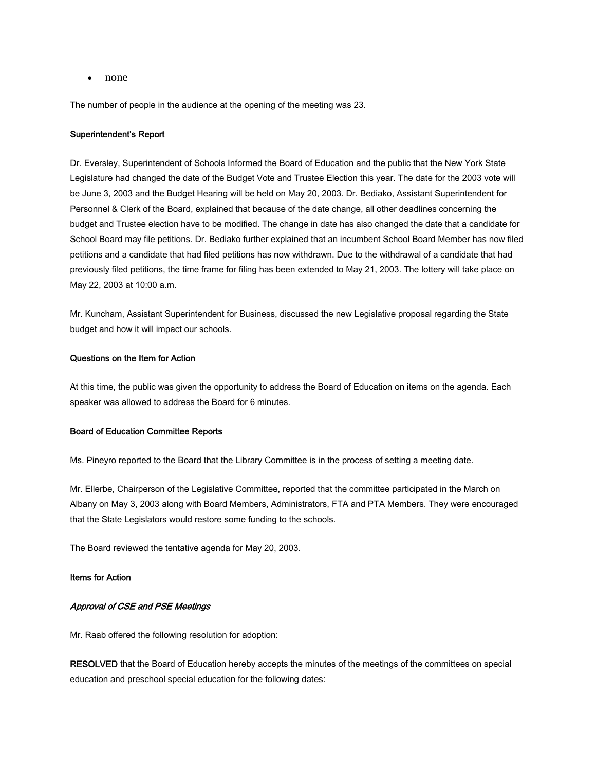- none

The number of people in the audience at the opening of the meeting was 23.

**Superintendent's Report**

Dr. Eversley, Superintendent of Schools Informed the Board of Education and the public that the New York State Legislature had changed the date of the Budget Vote and Trustee Election this year. The date for the 2003 vote will be June 3, 2003 and the Budget Hearing will be held on May 20, 2003. Dr. Bediako, Assistant Superintendent for Personnel & Clerk of the Board, explained that because of the date change, all other deadlines concerning the budget and Trustee election have to be modified. The change in date has also changed the date that a candidate for School Board may file petitions. Dr. Bediako further explained that an incumbent School Board Member has now filed petitions and a candidate that had filed petitions has now withdrawn. Due to the withdrawal of a candidate that had previously filed petitions, the time frame for filing has been extended to May 21, 2003. The lottery will take place on May 22, 2003 at 10:00 a.m.

Mr. Kuncham, Assistant Superintendent for Business, discussed the new Legislative proposal regarding the State budget and how it will impact our schools.

**Questions on the Item for Action**

At this time, the public was given the opportunity to address the Board of Education on items on the agenda. Each speaker was allowed to address the Board for 6 minutes.

**Board of Education Committee Reports**

Ms. Pineyro reported to the Board that the Library Committee is in the process of setting a meeting date.

Mr. Ellerbe, Chairperson of the Legislative Committee, reported that the committee participated in the March on Albany on May 3, 2003 along with Board Members, Administrators, FTA and PTA Members. They were encouraged that the State Legislators would restore some funding to the schools.

The Board reviewed the tentative agenda for May 20, 2003.

**Items for Action**

***Approval of CSE and PSE Meetings***

Mr. Raab offered the following resolution for adoption:

**RESOLVED** that the Board of Education hereby accepts the minutes of the meetings of the committees on special education and preschool special education for the following dates: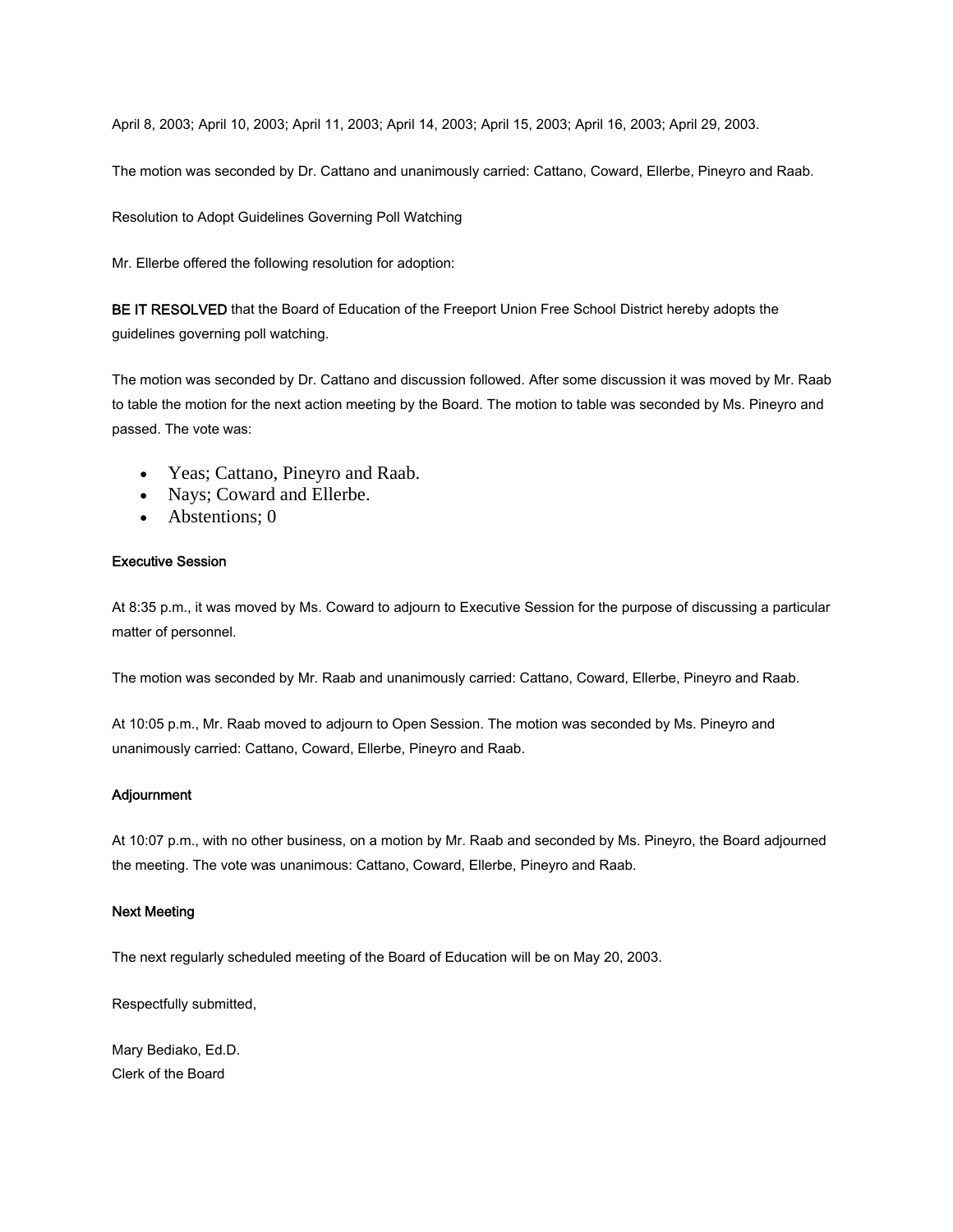April 8, 2003; April 10, 2003; April 11, 2003; April 14, 2003; April 15, 2003; April 16, 2003; April 29, 2003.

The motion was seconded by Dr. Cattano and unanimously carried: Cattano, Coward, Ellerbe, Pineyro and Raab.

Resolution to Adopt Guidelines Governing Poll Watching

Mr. Ellerbe offered the following resolution for adoption:

**BE IT RESOLVED** that the Board of Education of the Freeport Union Free School District hereby adopts the guidelines governing poll watching.

The motion was seconded by Dr. Cattano and discussion followed. After some discussion it was moved by Mr. Raab to table the motion for the next action meeting by the Board. The motion to table was seconded by Ms. Pineyro and passed. The vote was:

- Yeas; Cattano, Pineyro and Raab.
- Nays; Coward and Ellerbe.
- Abstentions; 0

### Executive Session

At 8:35 p.m., it was moved by Ms. Coward to adjourn to Executive Session for the purpose of discussing a particular matter of personnel.

The motion was seconded by Mr. Raab and unanimously carried: Cattano, Coward, Ellerbe, Pineyro and Raab.

At 10:05 p.m., Mr. Raab moved to adjourn to Open Session. The motion was seconded by Ms. Pineyro and unanimously carried: Cattano, Coward, Ellerbe, Pineyro and Raab.

### Adjournment

At 10:07 p.m., with no other business, on a motion by Mr. Raab and seconded by Ms. Pineyro, the Board adjourned the meeting. The vote was unanimous: Cattano, Coward, Ellerbe, Pineyro and Raab.

### Next Meeting

The next regularly scheduled meeting of the Board of Education will be on May 20, 2003.

Respectfully submitted,

Mary Bediako, Ed.D.
Clerk of the Board